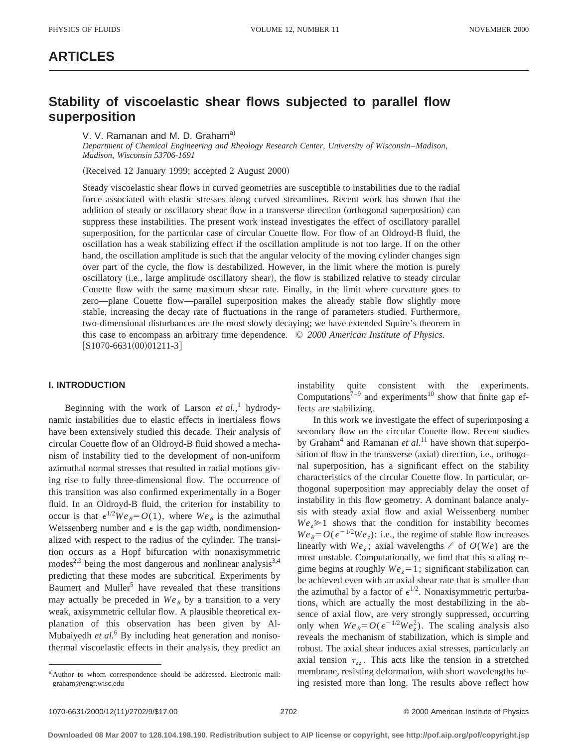## ARTICLES

# Stability of viscoelastic shear flows subjected to parallel flow superposition

V. V. Ramanan and M. D. Graham[a)]

*Department of Chemical Engineering and Rheology Research Center, University of Wisconsin–Madison, Madison, Wisconsin 53706-1691*

(Received 12 January 1999; accepted 2 August 2000)

Steady viscoelastic shear flows in curved geometries are susceptible to instabilities due to the radial force associated with elastic stresses along curved streamlines. Recent work has shown that the addition of steady or oscillatory shear flow in a transverse direction (orthogonal superposition) can suppress these instabilities. The present work instead investigates the effect of oscillatory parallel superposition, for the particular case of circular Couette flow. For flow of an Oldroyd-B fluid, the oscillation has a weak stabilizing effect if the oscillation amplitude is not too large. If on the other hand, the oscillation amplitude is such that the angular velocity of the moving cylinder changes sign over part of the cycle, the flow is destabilized. However, in the limit where the motion is purely oscillatory (i.e., large amplitude oscillatory shear), the flow is stabilized relative to steady circular Couette flow with the same maximum shear rate. Finally, in the limit where curvature goes to zero—plane Couette flow—parallel superposition makes the already stable flow slightly more stable, increasing the decay rate of fluctuations in the range of parameters studied. Furthermore, two-dimensional disturbances are the most slowly decaying; we have extended Squire's theorem in this case to encompass an arbitrary time dependence. © *2000 American Institute of Physics.* [S1070-6631(00)01211-3]

## I. INTRODUCTION

Beginning with the work of Larson *et al.*,[1] hydrodynamic instabilities due to elastic effects in inertialess flows have been extensively studied this decade. Their analysis of circular Couette flow of an Oldroyd-B fluid showed a mechanism of instability tied to the development of non-uniform azimuthal normal stresses that resulted in radial motions giving rise to fully three-dimensional flow. The occurrence of this transition was also confirmed experimentally in a Boger fluid. In an Oldroyd-B fluid, the criterion for instability to occur is that $\epsilon^{1/2}We_\theta = O(1)$, where $We_\theta$ is the azimuthal Weissenberg number and $\epsilon$ is the gap width, nondimensionalized with respect to the radius of the cylinder. The transition occurs as a Hopf bifurcation with nonaxisymmetric modes[2,3] being the most dangerous and nonlinear analysis[3,4] predicting that these modes are subcritical. Experiments by Baumert and Muller[5] have revealed that these transitions may actually be preceded in $We_\theta$ by a transition to a very weak, axisymmetric cellular flow. A plausible theoretical explanation of this observation has been given by Al-Mubaiyedh *et al.*[6] By including heat generation and nonisothermal viscoelastic effects in their analysis, they predict an instability quite consistent with the experiments. Computations[7–9] and experiments[10] show that finite gap effects are stabilizing.

In this work we investigate the effect of superimposing a secondary flow on the circular Couette flow. Recent studies by Graham[4] and Ramanan *et al.*[11] have shown that superposition of flow in the transverse (axial) direction, i.e., orthogonal superposition, has a significant effect on the stability characteristics of the circular Couette flow. In particular, orthogonal superposition may appreciably delay the onset of instability in this flow geometry. A dominant balance analysis with steady axial flow and axial Weissenberg number $We_z \gg 1$ shows that the condition for instability becomes $We_\theta = O(\epsilon^{-1/2}We_z)$: i.e., the regime of stable flow increases linearly with $We_z$; axial wavelengths $\ell$ of $O(We)$ are the most unstable. Computationally, we find that this scaling regime begins at roughly $We_z = 1$; significant stabilization can be achieved even with an axial shear rate that is smaller than the azimuthal by a factor of $\epsilon^{1/2}$. Nonaxisymmetric perturbations, which are actually the most destabilizing in the absence of axial flow, are very strongly suppressed, occurring only when $We_\theta = O(\epsilon^{-1/2}We_z^2)$. The scaling analysis also reveals the mechanism of stabilization, which is simple and robust. The axial shear induces axial stresses, particularly an axial tension $\tau_{zz}$. This acts like the tension in a stretched membrane, resisting deformation, with short wavelengths being resisted more than long. The results above reflect how

[a)]Author to whom correspondence should be addressed. Electronic mail: graham@engr.wisc.edu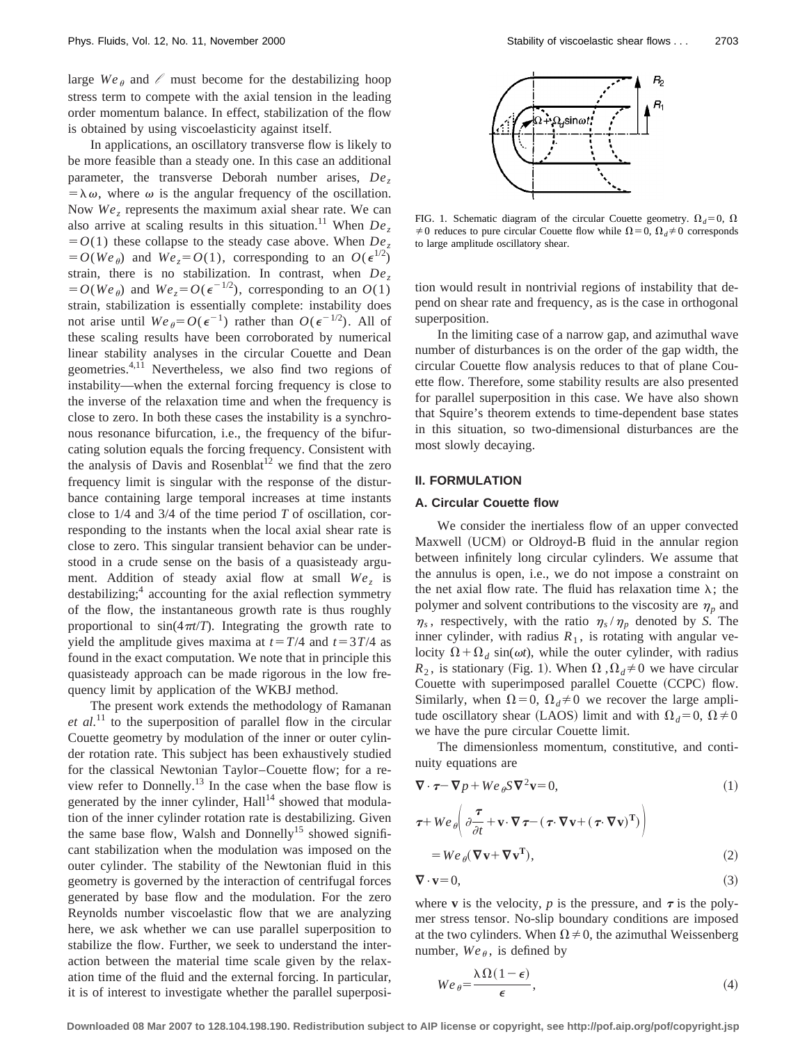large $We_\theta$ and $\mathscr{l}$ must become for the destabilizing hoop stress term to compete with the axial tension in the leading order momentum balance. In effect, stabilization of the flow is obtained by using viscoelasticity against itself.

In applications, an oscillatory transverse flow is likely to be more feasible than a steady one. In this case an additional parameter, the transverse Deborah number arises, $De_z = \lambda \omega$, where $\omega$ is the angular frequency of the oscillation. Now $We_z$ represents the maximum axial shear rate. We can also arrive at scaling results in this situation.[11] When $De_z = O(1)$ these collapse to the steady case above. When $De_z = O(We_\theta)$ and $We_z = O(1)$, corresponding to an $O(\epsilon^{1/2})$ strain, there is no stabilization. In contrast, when $De_z = O(We_\theta)$ and $We_z = O(\epsilon^{-1/2})$, corresponding to an $O(1)$ strain, stabilization is essentially complete: instability does not arise until $We_\theta = O(\epsilon^{-1})$ rather than $O(\epsilon^{-1/2})$. All of these scaling results have been corroborated by numerical linear stability analyses in the circular Couette and Dean geometries.[4,11] Nevertheless, we also find two regions of instability—when the external forcing frequency is close to the inverse of the relaxation time and when the frequency is close to zero. In both these cases the instability is a synchronous resonance bifurcation, i.e., the frequency of the bifurcating solution equals the forcing frequency. Consistent with the analysis of Davis and Rosenblat[12] we find that the zero frequency limit is singular with the response of the disturbance containing large temporal increases at time instants close to 1/4 and 3/4 of the time period $T$ of oscillation, corresponding to the instants when the local axial shear rate is close to zero. This singular transient behavior can be understood in a crude sense on the basis of a quasisteady argument. Addition of steady axial flow at small $We_z$ is destabilizing;[4] accounting for the axial reflection symmetry of the flow, the instantaneous growth rate is thus roughly proportional to $\sin(4\pi t/T)$. Integrating the growth rate to yield the amplitude gives maxima at $t = T/4$ and $t = 3T/4$ as found in the exact computation. We note that in principle this quasisteady approach can be made rigorous in the low frequency limit by application of the WKBJ method.

The present work extends the methodology of Ramanan *et al.*[11] to the superposition of parallel flow in the circular Couette geometry by modulation of the inner or outer cylinder rotation rate. This subject has been exhaustively studied for the classical Newtonian Taylor–Couette flow; for a review refer to Donnelly.[13] In the case when the base flow is generated by the inner cylinder, Hall[14] showed that modulation of the inner cylinder rotation rate is destabilizing. Given the same base flow, Walsh and Donnelly[15] showed significant stabilization when the modulation was imposed on the outer cylinder. The stability of the Newtonian fluid in this geometry is governed by the interaction of centrifugal forces generated by base flow and the modulation. For the zero Reynolds number viscoelastic flow that we are analyzing here, we ask whether we can use parallel superposition to stabilize the flow. Further, we seek to understand the interaction between the material time scale given by the relaxation time of the fluid and the external forcing. In particular, it is of interest to investigate whether the parallel superposition would result in nontrivial regions of instability that depend on shear rate and frequency, as is the case in orthogonal superposition.

FIG. 1. Schematic diagram of the circular Couette geometry. $\Omega_d = 0$, $\Omega \neq 0$ reduces to pure circular Couette flow while $\Omega = 0$, $\Omega_d \neq 0$ corresponds to large amplitude oscillatory shear.

In the limiting case of a narrow gap, and azimuthal wave number of disturbances is on the order of the gap width, the circular Couette flow analysis reduces to that of plane Couette flow. Therefore, some stability results are also presented for parallel superposition in this case. We have also shown that Squire's theorem extends to time-dependent base states in this situation, so two-dimensional disturbances are the most slowly decaying.

## II. FORMULATION

### A. Circular Couette flow

We consider the inertialess flow of an upper convected Maxwell (UCM) or Oldroyd-B fluid in the annular region between infinitely long circular cylinders. We assume that the annulus is open, i.e., we do not impose a constraint on the net axial flow rate. The fluid has relaxation time $\lambda$; the polymer and solvent contributions to the viscosity are $\eta_p$ and $\eta_s$, respectively, with the ratio $\eta_s/\eta_p$ denoted by $S$. The inner cylinder, with radius $R_1$, is rotating with angular velocity $\Omega + \Omega_d \sin(\omega t)$, while the outer cylinder, with radius $R_2$, is stationary (Fig. 1). When $\Omega, \Omega_d \neq 0$ we have circular Couette with superimposed parallel Couette (CCPC) flow. Similarly, when $\Omega = 0$, $\Omega_d \neq 0$ we recover the large amplitude oscillatory shear (LAOS) limit and with $\Omega_d = 0$, $\Omega \neq 0$ we have the pure circular Couette limit.

The dimensionless momentum, constitutive, and continuity equations are

$$\nabla \cdot \boldsymbol{\tau} - \nabla p + We_\theta S \nabla^2 \mathbf{v} = 0, \tag{1}$$

$$\boldsymbol{\tau} + We_\theta \left( \frac{\partial \boldsymbol{\tau}}{\partial t} + \mathbf{v} \cdot \nabla \boldsymbol{\tau} - (\boldsymbol{\tau} \cdot \nabla \mathbf{v} + (\boldsymbol{\tau} \cdot \nabla \mathbf{v})^{\mathbf{T}}) \right)$$
$$= We_\theta (\nabla \mathbf{v} + \nabla \mathbf{v}^{\mathbf{T}}), \tag{2}$$

$$\nabla \cdot \mathbf{v} = 0, \tag{3}$$

where $\mathbf{v}$ is the velocity, $p$ is the pressure, and $\boldsymbol{\tau}$ is the polymer stress tensor. No-slip boundary conditions are imposed at the two cylinders. When $\Omega \neq 0$, the azimuthal Weissenberg number, $We_\theta$, is defined by

$$We_\theta = \frac{\lambda \Omega (1 - \epsilon)}{\epsilon}, \tag{4}$$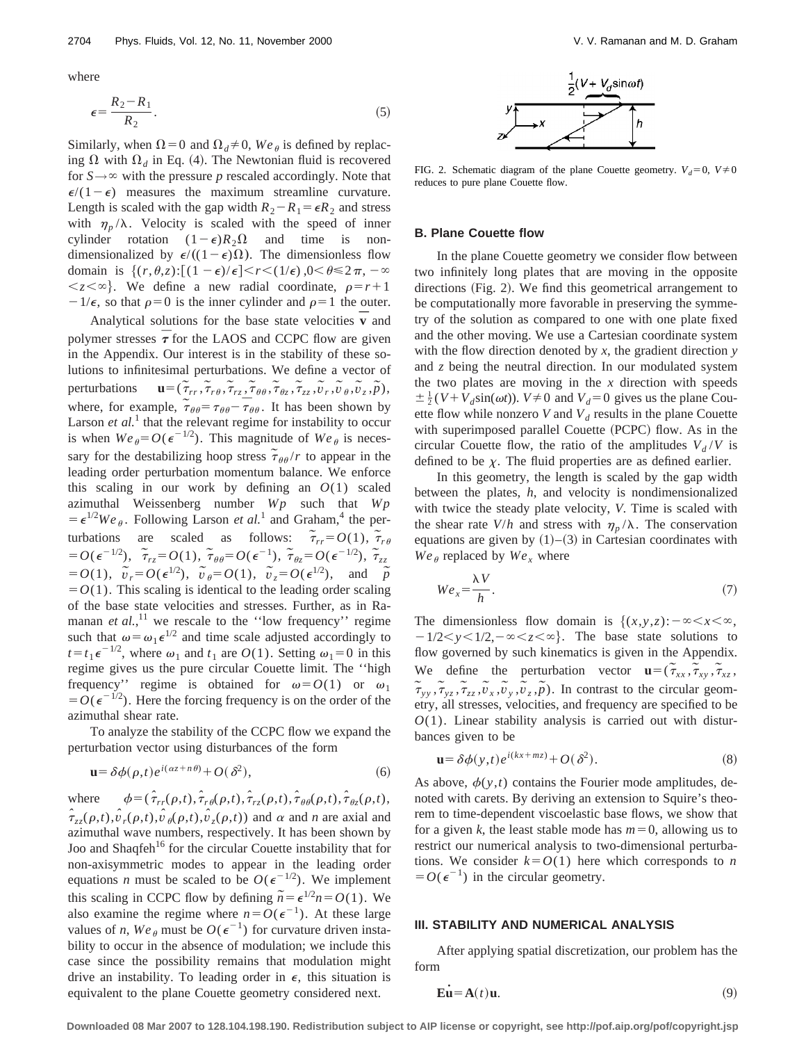where

$$\epsilon = \frac{R_2 - R_1}{R_2}. \tag{5}$$

Similarly, when $\Omega = 0$ and $\Omega_d \neq 0$, $We_\theta$ is defined by replacing $\Omega$ with $\Omega_d$ in Eq. (4). The Newtonian fluid is recovered for $S \to \infty$ with the pressure $p$ rescaled accordingly. Note that $\epsilon/(1-\epsilon)$ measures the maximum streamline curvature. Length is scaled with the gap width $R_2 - R_1 = \epsilon R_2$ and stress with $\eta_p/\lambda$. Velocity is scaled with the speed of inner cylinder rotation $(1-\epsilon)R_2\Omega$ and time is nondimensionalized by $\epsilon/((1-\epsilon)\Omega)$. The dimensionless flow domain is $\{(r,\theta,z):[(1-\epsilon)/\epsilon] < r < (1/\epsilon), 0 < \theta \leq 2\pi, -\infty < z < \infty\}$. We define a new radial coordinate, $\rho = r + 1 - 1/\epsilon$, so that $\rho = 0$ is the inner cylinder and $\rho = 1$ the outer.

Analytical solutions for the base state velocities $\overline{\mathbf{v}}$ and polymer stresses $\overline{\boldsymbol{\tau}}$ for the LAOS and CCPC flow are given in the Appendix. Our interest is in the stability of these solutions to infinitesimal perturbations. We define a vector of perturbations $\mathbf{u} = (\tilde{\tau}_{rr}, \tilde{\tau}_{r\theta}, \tilde{\tau}_{rz}, \tilde{\tau}_{\theta\theta}, \tilde{\tau}_{\theta z}, \tilde{\tau}_{zz}, \tilde{v}_r, \tilde{v}_\theta, \tilde{v}_z, \tilde{p})$, where, for example, $\tilde{\tau}_{\theta\theta} = \tau_{\theta\theta} - \overline{\tau}_{\theta\theta}$. It has been shown by Larson *et al.*[1] that the relevant regime for instability to occur is when $We_\theta = O(\epsilon^{-1/2})$. This magnitude of $We_\theta$ is necessary for the destabilizing hoop stress $\tilde{\tau}_{\theta\theta}/r$ to appear in the leading order perturbation momentum balance. We enforce this scaling in our work by defining an $O(1)$ scaled azimuthal Weissenberg number $Wp$ such that $Wp = \epsilon^{1/2} We_\theta$. Following Larson *et al.*[1] and Graham,[4] the perturbations are scaled as follows: $\tilde{\tau}_{rr} = O(1)$, $\tilde{\tau}_{r\theta} = O(\epsilon^{-1/2})$, $\tilde{\tau}_{rz} = O(1)$, $\tilde{\tau}_{\theta\theta} = O(\epsilon^{-1})$, $\tilde{\tau}_{\theta z} = O(\epsilon^{-1/2})$, $\tilde{\tau}_{zz} = O(1)$, $\tilde{v}_r = O(\epsilon^{1/2})$, $\tilde{v}_\theta = O(1)$, $\tilde{v}_z = O(\epsilon^{1/2})$, and $\tilde{p} = O(1)$. This scaling is identical to the leading order scaling of the base state velocities and stresses. Further, as in Ramanan *et al.*,[11] we rescale to the "low frequency" regime such that $\omega = \omega_1 \epsilon^{1/2}$ and time scale adjusted accordingly to $t = t_1 \epsilon^{-1/2}$, where $\omega_1$ and $t_1$ are $O(1)$. Setting $\omega_1 = 0$ in this regime gives us the pure circular Couette limit. The "high frequency" regime is obtained for $\omega = O(1)$ or $\omega_1 = O(\epsilon^{-1/2})$. Here the forcing frequency is on the order of the azimuthal shear rate.

To analyze the stability of the CCPC flow we expand the perturbation vector using disturbances of the form

$$\mathbf{u} = \delta \phi(\rho,t) e^{i(\alpha z + n\theta)} + O(\delta^2), \tag{6}$$

where $\phi = (\hat{\tau}_{rr}(\rho,t), \hat{\tau}_{r\theta}(\rho,t), \hat{\tau}_{rz}(\rho,t), \hat{\tau}_{\theta\theta}(\rho,t), \hat{\tau}_{\theta z}(\rho,t), \hat{\tau}_{zz}(\rho,t), \hat{v}_r(\rho,t), \hat{v}_\theta(\rho,t), \hat{v}_z(\rho,t))$ and $\alpha$ and $n$ are axial and azimuthal wave numbers, respectively. It has been shown by Joo and Shaqfeh[16] for the circular Couette instability that for non-axisymmetric modes to appear in the leading order equations $n$ must be scaled to be $O(\epsilon^{-1/2})$. We implement this scaling in CCPC flow by defining $\tilde{n} = \epsilon^{1/2} n = O(1)$. We also examine the regime where $n = O(\epsilon^{-1})$. At these large values of $n$, $We_\theta$ must be $O(\epsilon^{-1})$ for curvature driven instability to occur in the absence of modulation; we include this case since the possibility remains that modulation might drive an instability. To leading order in $\epsilon$, this situation is equivalent to the plane Couette geometry considered next.

FIG. 2. Schematic diagram of the plane Couette geometry. $V_d = 0$, $V \neq 0$ reduces to pure plane Couette flow.

### B. Plane Couette flow

In the plane Couette geometry we consider flow between two infinitely long plates that are moving in the opposite directions (Fig. 2). We find this geometrical arrangement to be computationally more favorable in preserving the symmetry of the solution as compared to one with one plate fixed and the other moving. We use a Cartesian coordinate system with the flow direction denoted by $x$, the gradient direction $y$ and $z$ being the neutral direction. In our modulated system the two plates are moving in the $x$ direction with speeds $\pm \frac{1}{2}(V + V_d \sin(\omega t))$. $V \neq 0$ and $V_d = 0$ gives us the plane Couette flow while nonzero $V$ and $V_d$ results in the plane Couette with superimposed parallel Couette (PCPC) flow. As in the circular Couette flow, the ratio of the amplitudes $V_d/V$ is defined to be $\chi$. The fluid properties are as defined earlier.

In this geometry, the length is scaled by the gap width between the plates, $h$, and velocity is nondimensionalized with twice the steady plate velocity, $V$. Time is scaled with the shear rate $V/h$ and stress with $\eta_p/\lambda$. The conservation equations are given by (1)–(3) in Cartesian coordinates with $We_\theta$ replaced by $We_x$ where

$$We_x = \frac{\lambda V}{h}. \tag{7}$$

The dimensionless flow domain is $\{(x,y,z): -\infty < x < \infty, -1/2 < y < 1/2, -\infty < z < \infty\}$. The base state solutions to flow governed by such kinematics is given in the Appendix. We define the perturbation vector $\mathbf{u} = (\tilde{\tau}_{xx}, \tilde{\tau}_{xy}, \tilde{\tau}_{xz}, \tilde{\tau}_{yy}, \tilde{\tau}_{yz}, \tilde{\tau}_{zz}, \tilde{v}_x, \tilde{v}_y, \tilde{v}_z, \tilde{p})$. In contrast to the circular geometry, all stresses, velocities, and frequency are specified to be $O(1)$. Linear stability analysis is carried out with disturbances given to be

$$\mathbf{u} = \delta \phi(y,t) e^{i(kx + mz)} + O(\delta^2). \tag{8}$$

As above, $\phi(y,t)$ contains the Fourier mode amplitudes, denoted with carets. By deriving an extension to Squire's theorem to time-dependent viscoelastic base flows, we show that for a given $k$, the least stable mode has $m = 0$, allowing us to restrict our numerical analysis to two-dimensional perturbations. We consider $k = O(1)$ here which corresponds to $n = O(\epsilon^{-1})$ in the circular geometry.

## III. STABILITY AND NUMERICAL ANALYSIS

After applying spatial discretization, our problem has the form

$$\mathbf{E}\dot{\mathbf{u}} = \mathbf{A}(t)\mathbf{u}. \tag{9}$$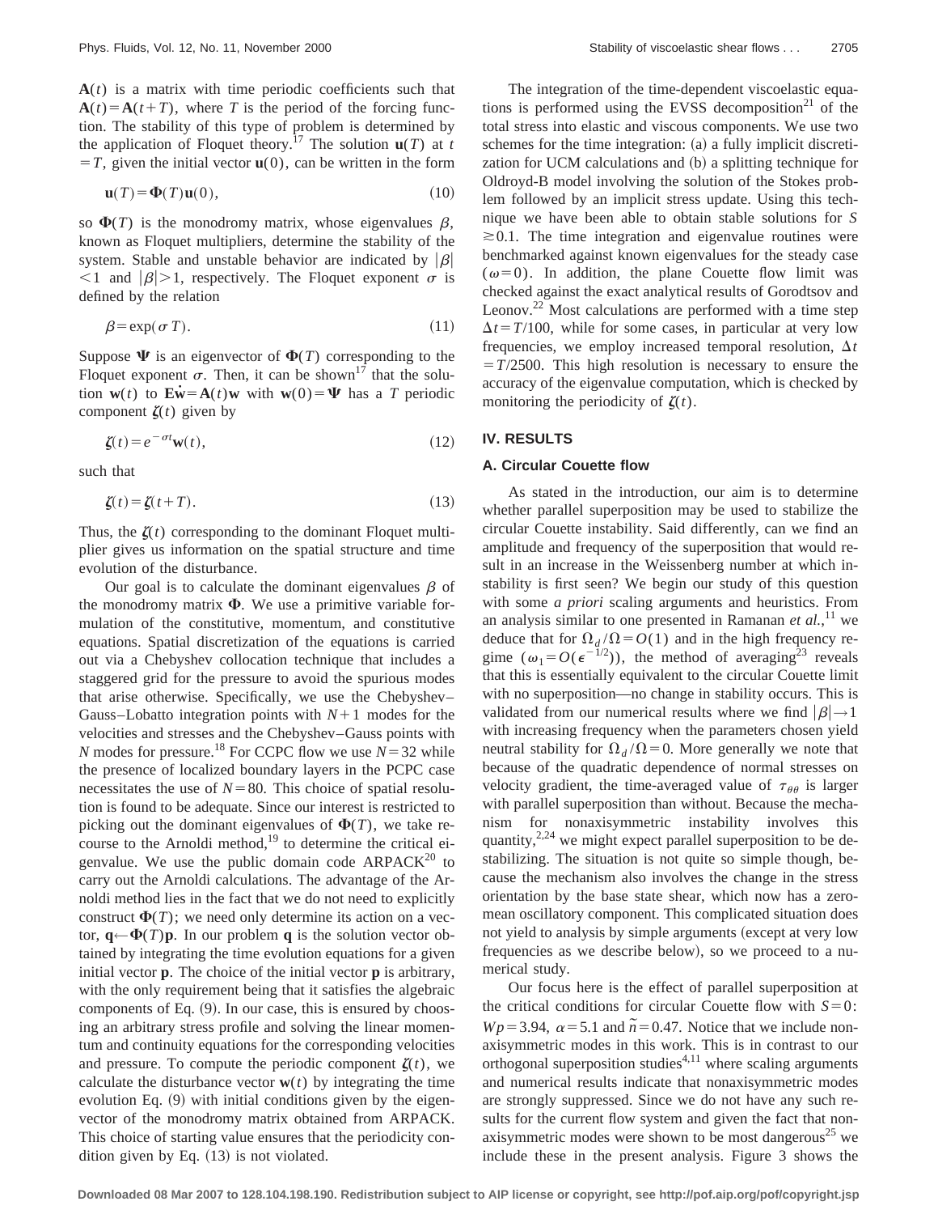$\mathbf{A}(t)$ is a matrix with time periodic coefficients such that $\mathbf{A}(t)=\mathbf{A}(t+T)$, where $T$ is the period of the forcing function. The stability of this type of problem is determined by the application of Floquet theory.[17] The solution $\mathbf{u}(T)$ at $t=T$, given the initial vector $\mathbf{u}(0)$, can be written in the form

$$\mathbf{u}(T)=\mathbf{\Phi}(T)\mathbf{u}(0), \tag{10}$$

so $\mathbf{\Phi}(T)$ is the monodromy matrix, whose eigenvalues $\beta$, known as Floquet multipliers, determine the stability of the system. Stable and unstable behavior are indicated by $|\beta|<1$ and $|\beta|>1$, respectively. The Floquet exponent $\sigma$ is defined by the relation

$$\beta=\exp(\sigma T). \tag{11}$$

Suppose $\mathbf{\Psi}$ is an eigenvector of $\mathbf{\Phi}(T)$ corresponding to the Floquet exponent $\sigma$. Then, it can be shown[17] that the solution $\mathbf{w}(t)$ to $\mathbf{E}\dot{\mathbf{w}}=\mathbf{A}(t)\mathbf{w}$ with $\mathbf{w}(0)=\mathbf{\Psi}$ has a $T$ periodic component $\boldsymbol{\zeta}(t)$ given by

$$\boldsymbol{\zeta}(t)=e^{-\sigma t}\mathbf{w}(t), \tag{12}$$

such that

$$\boldsymbol{\zeta}(t)=\boldsymbol{\zeta}(t+T). \tag{13}$$

Thus, the $\boldsymbol{\zeta}(t)$ corresponding to the dominant Floquet multiplier gives us information on the spatial structure and time evolution of the disturbance.

Our goal is to calculate the dominant eigenvalues $\beta$ of the monodromy matrix $\mathbf{\Phi}$. We use a primitive variable formulation of the constitutive, momentum, and constitutive equations. Spatial discretization of the equations is carried out via a Chebyshev collocation technique that includes a staggered grid for the pressure to avoid the spurious modes that arise otherwise. Specifically, we use the Chebyshev–Gauss–Lobatto integration points with $N+1$ modes for the velocities and stresses and the Chebyshev–Gauss points with $N$ modes for pressure.[18] For CCPC flow we use $N=32$ while the presence of localized boundary layers in the PCPC case necessitates the use of $N=80$. This choice of spatial resolution is found to be adequate. Since our interest is restricted to picking out the dominant eigenvalues of $\mathbf{\Phi}(T)$, we take recourse to the Arnoldi method,[19] to determine the critical eigenvalue. We use the public domain code ARPACK[20] to carry out the Arnoldi calculations. The advantage of the Arnoldi method lies in the fact that we do not need to explicitly construct $\mathbf{\Phi}(T)$; we need only determine its action on a vector, $\mathbf{q}\leftarrow\mathbf{\Phi}(T)\mathbf{p}$. In our problem $\mathbf{q}$ is the solution vector obtained by integrating the time evolution equations for a given initial vector $\mathbf{p}$. The choice of the initial vector $\mathbf{p}$ is arbitrary, with the only requirement being that it satisfies the algebraic components of Eq. (9). In our case, this is ensured by choosing an arbitrary stress profile and solving the linear momentum and continuity equations for the corresponding velocities and pressure. To compute the periodic component $\boldsymbol{\zeta}(t)$, we calculate the disturbance vector $\mathbf{w}(t)$ by integrating the time evolution Eq. (9) with initial conditions given by the eigenvector of the monodromy matrix obtained from ARPACK. This choice of starting value ensures that the periodicity condition given by Eq. (13) is not violated.

The integration of the time-dependent viscoelastic equations is performed using the EVSS decomposition[21] of the total stress into elastic and viscous components. We use two schemes for the time integration: (a) a fully implicit discretization for UCM calculations and (b) a splitting technique for Oldroyd-B model involving the solution of the Stokes problem followed by an implicit stress update. Using this technique we have been able to obtain stable solutions for $S\gtrsim 0.1$. The time integration and eigenvalue routines were benchmarked against known eigenvalues for the steady case ($\omega=0$). In addition, the plane Couette flow limit was checked against the exact analytical results of Gorodtsov and Leonov.[22] Most calculations are performed with a time step $\Delta t=T/100$, while for some cases, in particular at very low frequencies, we employ increased temporal resolution, $\Delta t=T/2500$. This high resolution is necessary to ensure the accuracy of the eigenvalue computation, which is checked by monitoring the periodicity of $\boldsymbol{\zeta}(t)$.

## IV. RESULTS

### A. Circular Couette flow

As stated in the introduction, our aim is to determine whether parallel superposition may be used to stabilize the circular Couette instability. Said differently, can we find an amplitude and frequency of the superposition that would result in an increase in the Weissenberg number at which instability is first seen? We begin our study of this question with some *a priori* scaling arguments and heuristics. From an analysis similar to one presented in Ramanan *et al.*,[11] we deduce that for $\Omega_d/\Omega=O(1)$ and in the high frequency regime ($\omega_1=O(\epsilon^{-1/2})$), the method of averaging[23] reveals that this is essentially equivalent to the circular Couette limit with no superposition—no change in stability occurs. This is validated from our numerical results where we find $|\beta|\rightarrow 1$ with increasing frequency when the parameters chosen yield neutral stability for $\Omega_d/\Omega=0$. More generally we note that because of the quadratic dependence of normal stresses on velocity gradient, the time-averaged value of $\tau_{\theta\theta}$ is larger with parallel superposition than without. Because the mechanism for nonaxisymmetric instability involves this quantity,[2,24] we might expect parallel superposition to be destabilizing. The situation is not quite so simple though, because the mechanism also involves the change in the stress orientation by the base state shear, which now has a zero-mean oscillatory component. This complicated situation does not yield to analysis by simple arguments (except at very low frequencies as we describe below), so we proceed to a numerical study.

Our focus here is the effect of parallel superposition at the critical conditions for circular Couette flow with $S=0$: $Wp=3.94$, $\alpha=5.1$ and $\tilde{n}=0.47$. Notice that we include nonaxisymmetric modes in this work. This is in contrast to our orthogonal superposition studies[4,11] where scaling arguments and numerical results indicate that nonaxisymmetric modes are strongly suppressed. Since we do not have any such results for the current flow system and given the fact that nonaxisymmetric modes were shown to be most dangerous[25] we include these in the present analysis. Figure 3 shows the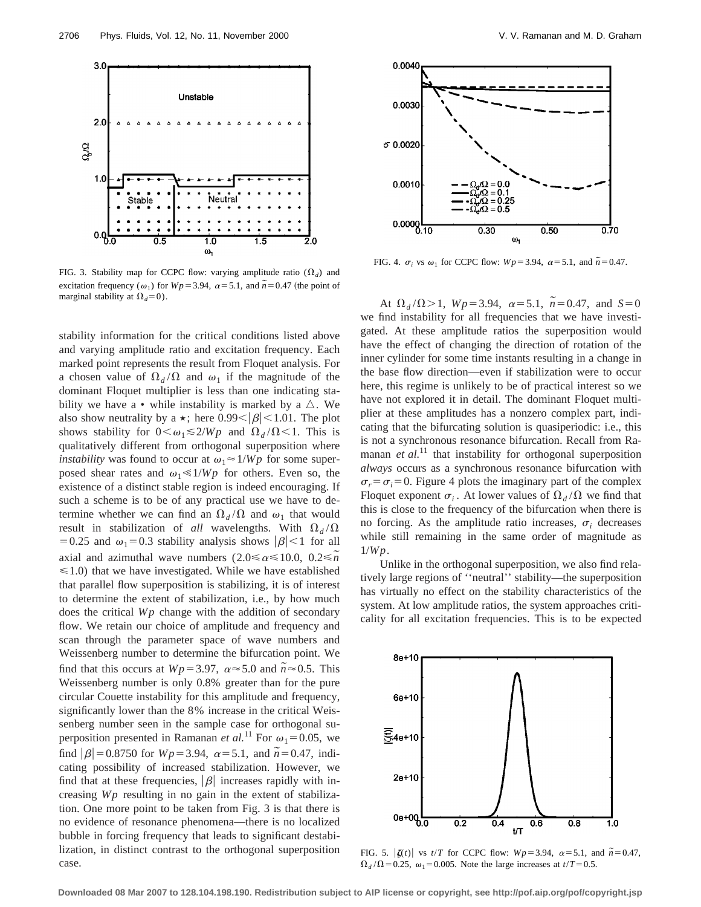FIG. 3. Stability map for CCPC flow: varying amplitude ratio ($\Omega_d$) and excitation frequency ($\omega_1$) for $Wp=3.94$, $\alpha=5.1$, and $\tilde{n}=0.47$ (the point of marginal stability at $\Omega_d=0$).

FIG. 4. $\sigma_i$ vs $\omega_1$ for CCPC flow: $Wp=3.94$, $\alpha=5.1$, and $\tilde{n}=0.47$.

stability information for the critical conditions listed above and varying amplitude ratio and excitation frequency. Each marked point represents the result from Floquet analysis. For a chosen value of $\Omega_d/\Omega$ and $\omega_1$ if the magnitude of the dominant Floquet multiplier is less than one indicating stability we have a • while instability is marked by a $\triangle$. We also show neutrality by a $\star$; here $0.99<|\beta|<1.01$. The plot shows stability for $0<\omega_1 \lesssim 2/Wp$ and $\Omega_d/\Omega<1$. This is qualitatively different from orthogonal superposition where *instability* was found to occur at $\omega_1 \approx 1/Wp$ for some superposed shear rates and $\omega_1 \ll 1/Wp$ for others. Even so, the existence of a distinct stable region is indeed encouraging. If such a scheme is to be of any practical use we have to determine whether we can find an $\Omega_d/\Omega$ and $\omega_1$ that would result in stabilization of *all* wavelengths. With $\Omega_d/\Omega=0.25$ and $\omega_1=0.3$ stability analysis shows $|\beta|<1$ for all axial and azimuthal wave numbers ($2.0 \leqslant \alpha \leqslant 10.0$, $0.2 \leqslant \tilde{n} \leqslant 1.0$) that we have investigated. While we have established that parallel flow superposition is stabilizing, it is of interest to determine the extent of stabilization, i.e., by how much does the critical $Wp$ change with the addition of secondary flow. We retain our choice of amplitude and frequency and scan through the parameter space of wave numbers and Weissenberg number to determine the bifurcation point. We find that this occurs at $Wp=3.97$, $\alpha \approx 5.0$ and $\tilde{n} \approx 0.5$. This Weissenberg number is only 0.8% greater than for the pure circular Couette instability for this amplitude and frequency, significantly lower than the 8% increase in the critical Weissenberg number seen in the sample case for orthogonal superposition presented in Ramanan *et al.*[11] For $\omega_1=0.05$, we find $|\beta|=0.8750$ for $Wp=3.94$, $\alpha=5.1$, and $\tilde{n}=0.47$, indicating possibility of increased stabilization. However, we find that at these frequencies, $|\beta|$ increases rapidly with increasing $Wp$ resulting in no gain in the extent of stabilization. One more point to be taken from Fig. 3 is that there is no evidence of resonance phenomena—there is no localized bubble in forcing frequency that leads to significant destabilization, in distinct contrast to the orthogonal superposition case.

At $\Omega_d/\Omega>1$, $Wp=3.94$, $\alpha=5.1$, $\tilde{n}=0.47$, and $S=0$ we find instability for all frequencies that we have investigated. At these amplitude ratios the superposition would have the effect of changing the direction of rotation of the inner cylinder for some time instants resulting in a change in the base flow direction—even if stabilization were to occur here, this regime is unlikely to be of practical interest so we have not explored it in detail. The dominant Floquet multiplier at these amplitudes has a nonzero complex part, indicating that the bifurcating solution is quasiperiodic: i.e., this is not a synchronous resonance bifurcation. Recall from Ramanan *et al.*[11] that instability for orthogonal superposition *always* occurs as a synchronous resonance bifurcation with $\sigma_r=\sigma_i=0$. Figure 4 plots the imaginary part of the complex Floquet exponent $\sigma_i$. At lower values of $\Omega_d/\Omega$ we find that this is close to the frequency of the bifurcation when there is no forcing. As the amplitude ratio increases, $\sigma_i$ decreases while still remaining in the same order of magnitude as $1/Wp$.

Unlike in the orthogonal superposition, we also find relatively large regions of "neutral" stability—the superposition has virtually no effect on the stability characteristics of the system. At low amplitude ratios, the system approaches criticality for all excitation frequencies. This is to be expected

FIG. 5. $|\zeta(t)|$ vs $t/T$ for CCPC flow: $Wp=3.94$, $\alpha=5.1$, and $\tilde{n}=0.47$, $\Omega_d/\Omega=0.25$, $\omega_1=0.005$. Note the large increases at $t/T=0.5$.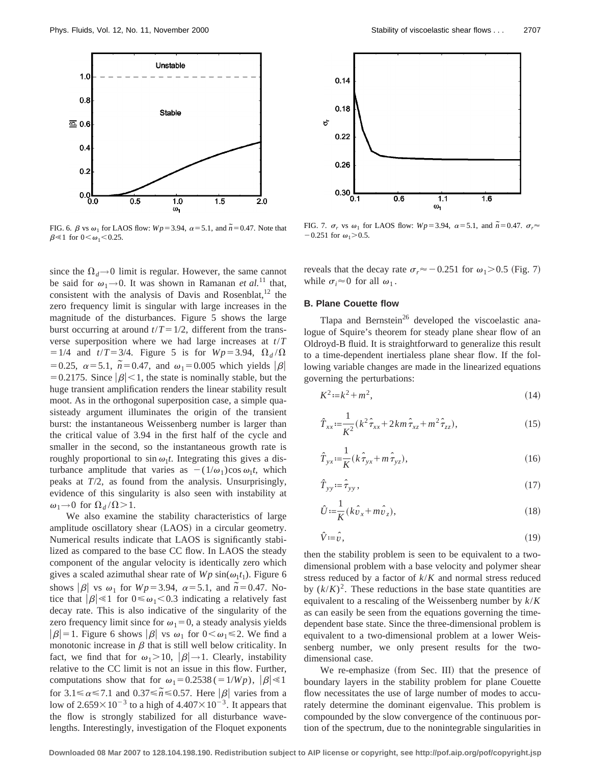FIG. 6. $\beta$ vs $\omega_1$ for LAOS flow: $Wp=3.94$, $\alpha=5.1$, and $\tilde{n}=0.47$. Note that $\beta \ll 1$ for $0<\omega_1<0.25$.

FIG. 7. $\sigma_r$ vs $\omega_1$ for LAOS flow: $Wp=3.94$, $\alpha=5.1$, and $\tilde{n}=0.47$. $\sigma_r \approx -0.251$ for $\omega_1>0.5$.

since the $\Omega_d \to 0$ limit is regular. However, the same cannot be said for $\omega_1 \to 0$. It was shown in Ramanan *et al.*[11] that, consistent with the analysis of Davis and Rosenblat,[12] the zero frequency limit is singular with large increases in the magnitude of the disturbances. Figure 5 shows the large burst occurring at around $t/T=1/2$, different from the transverse superposition where we had large increases at $t/T=1/4$ and $t/T=3/4$. Figure 5 is for $Wp=3.94$, $\Omega_d/\Omega=0.25$, $\alpha=5.1$, $\tilde{n}=0.47$, and $\omega_1=0.005$ which yields $|\beta|=0.2175$. Since $|\beta|<1$, the state is nominally stable, but the huge transient amplification renders the linear stability result moot. As in the orthogonal superposition case, a simple quasisteady argument illuminates the origin of the transient burst: the instantaneous Weissenberg number is larger than the critical value of 3.94 in the first half of the cycle and smaller in the second, so the instantaneous growth rate is roughly proportional to $\sin \omega_1 t$. Integrating this gives a disturbance amplitude that varies as $-(1/\omega_1)\cos \omega_1 t$, which peaks at $T/2$, as found from the analysis. Unsurprisingly, evidence of this singularity is also seen with instability at $\omega_1 \to 0$ for $\Omega_d/\Omega>1$.

We also examine the stability characteristics of large amplitude oscillatory shear (LAOS) in a circular geometry. Numerical results indicate that LAOS is significantly stabilized as compared to the base CC flow. In LAOS the steady component of the angular velocity is identically zero which gives a scaled azimuthal shear rate of $Wp \sin(\omega_1 t_1)$. Figure 6 shows $|\beta|$ vs $\omega_1$ for $Wp=3.94$, $\alpha=5.1$, and $\tilde{n}=0.47$. Notice that $|\beta| \ll 1$ for $0 \leq \omega_1 < 0.3$ indicating a relatively fast decay rate. This is also indicative of the singularity of the zero frequency limit since for $\omega_1=0$, a steady analysis yields $|\beta|=1$. Figure 6 shows $|\beta|$ vs $\omega_1$ for $0<\omega_1 \leq 2$. We find a monotonic increase in $\beta$ that is still well below criticality. In fact, we find that for $\omega_1>10$, $|\beta| \to 1$. Clearly, instability relative to the CC limit is not an issue in this flow. Further, computations show that for $\omega_1=0.2538\,(=1/Wp)$, $|\beta| \ll 1$ for $3.1 \leq \alpha \leq 7.1$ and $0.37 \leq \tilde{n} \leq 0.57$. Here $|\beta|$ varies from a low of $2.659\times 10^{-3}$ to a high of $4.407\times 10^{-3}$. It appears that the flow is strongly stabilized for all disturbance wavelengths. Interestingly, investigation of the Floquet exponents reveals that the decay rate $\sigma_r \approx -0.251$ for $\omega_1>0.5$ (Fig. 7) while $\sigma_i \approx 0$ for all $\omega_1$.

### B. Plane Couette flow

Tlapa and Bernstein[26] developed the viscoelastic analogue of Squire's theorem for steady plane shear flow of an Oldroyd-B fluid. It is straightforward to generalize this result to a time-dependent inertialess plane shear flow. If the following variable changes are made in the linearized equations governing the perturbations:

$$K^2 := k^2 + m^2, \tag{14}$$

$$\hat{T}_{xx} := \frac{1}{K^2}(k^2 \hat{\tau}_{xx} + 2km\hat{\tau}_{xz} + m^2 \hat{\tau}_{zz}), \tag{15}$$

$$\hat{T}_{yx} := \frac{1}{K}(k\hat{\tau}_{yx} + m\hat{\tau}_{yz}), \tag{16}$$

$$\hat{T}_{yy} := \hat{\tau}_{yy}, \tag{17}$$

$$\hat{U} := \frac{1}{K}(k\hat{v}_x + m\hat{v}_z), \tag{18}$$

$$\hat{V} := \hat{v}, \tag{19}$$

then the stability problem is seen to be equivalent to a two-dimensional problem with a base velocity and polymer shear stress reduced by a factor of $k/K$ and normal stress reduced by $(k/K)^2$. These reductions in the base state quantities are equivalent to a rescaling of the Weissenberg number by $k/K$ as can easily be seen from the equations governing the time-dependent base state. Since the three-dimensional problem is equivalent to a two-dimensional problem at a lower Weissenberg number, we only present results for the two-dimensional case.

We re-emphasize (from Sec. III) that the presence of boundary layers in the stability problem for plane Couette flow necessitates the use of large number of modes to accurately determine the dominant eigenvalue. This problem is compounded by the slow convergence of the continuous portion of the spectrum, due to the nonintegrable singularities in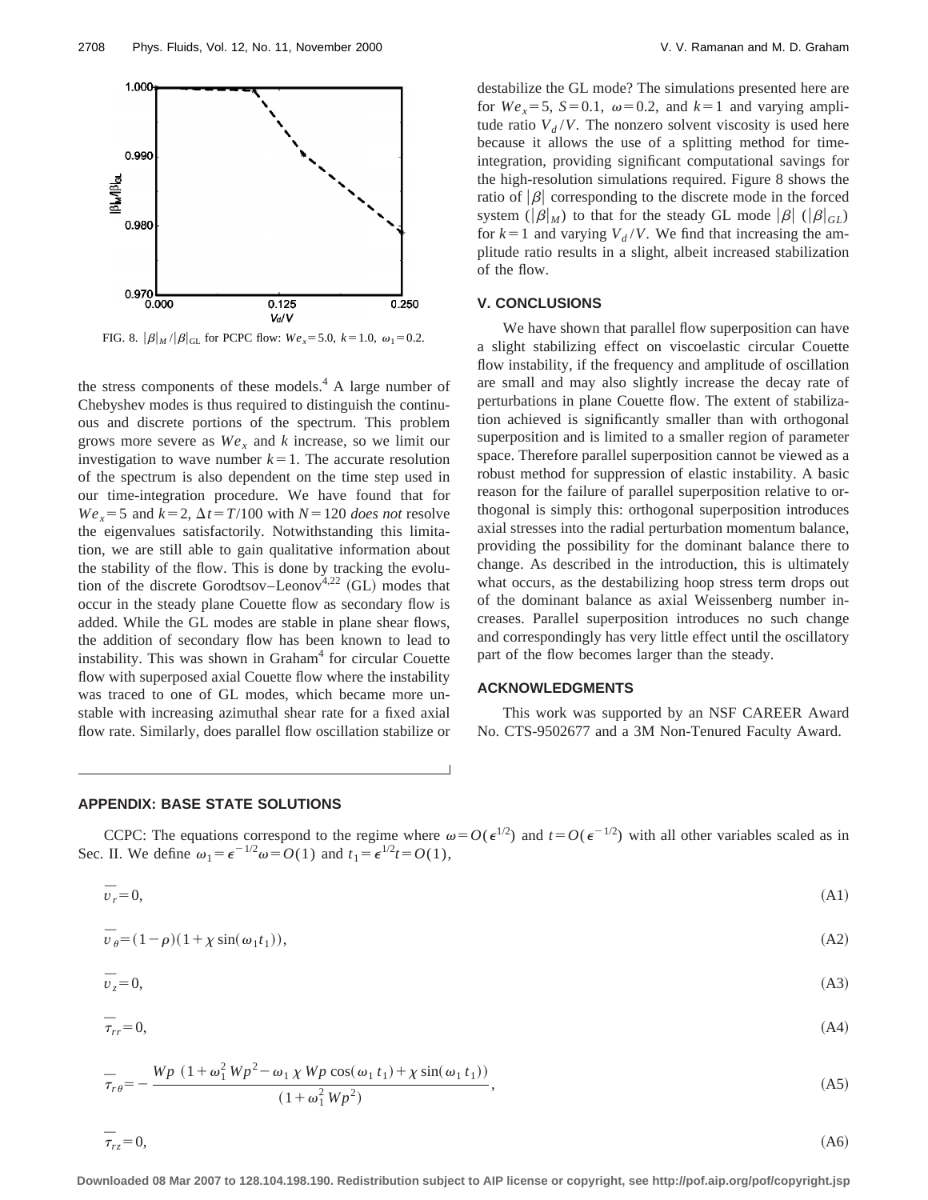FIG. 8. $|\beta|_M/|\beta|_{GL}$ for PCPC flow: $We_x=5.0$, $k=1.0$, $\omega_1=0.2$.

the stress components of these models.[4] A large number of Chebyshev modes is thus required to distinguish the continuous and discrete portions of the spectrum. This problem grows more severe as $We_x$ and $k$ increase, so we limit our investigation to wave number $k=1$. The accurate resolution of the spectrum is also dependent on the time step used in our time-integration procedure. We have found that for $We_x=5$ and $k=2$, $\Delta t=T/100$ with $N=120$ *does not* resolve the eigenvalues satisfactorily. Notwithstanding this limitation, we are still able to gain qualitative information about the stability of the flow. This is done by tracking the evolution of the discrete Gorodtsov–Leonov[4,22] (GL) modes that occur in the steady plane Couette flow as secondary flow is added. While the GL modes are stable in plane shear flows, the addition of secondary flow has been known to lead to instability. This was shown in Graham[4] for circular Couette flow with superposed axial Couette flow where the instability was traced to one of GL modes, which became more unstable with increasing azimuthal shear rate for a fixed axial flow rate. Similarly, does parallel flow oscillation stabilize or destabilize the GL mode? The simulations presented here are for $We_x=5$, $S=0.1$, $\omega=0.2$, and $k=1$ and varying amplitude ratio $V_d/V$. The nonzero solvent viscosity is used here because it allows the use of a splitting method for time-integration, providing significant computational savings for the high-resolution simulations required. Figure 8 shows the ratio of $|\beta|$ corresponding to the discrete mode in the forced system ($|\beta|_M$) to that for the steady GL mode $|\beta|$ ($|\beta|_{GL}$) for $k=1$ and varying $V_d/V$. We find that increasing the amplitude ratio results in a slight, albeit increased stabilization of the flow.

## V. CONCLUSIONS

We have shown that parallel flow superposition can have a slight stabilizing effect on viscoelastic circular Couette flow instability, if the frequency and amplitude of oscillation are small and may also slightly increase the decay rate of perturbations in plane Couette flow. The extent of stabilization achieved is significantly smaller than with orthogonal superposition and is limited to a smaller region of parameter space. Therefore parallel superposition cannot be viewed as a robust method for suppression of elastic instability. A basic reason for the failure of parallel superposition relative to orthogonal is simply this: orthogonal superposition introduces axial stresses into the radial perturbation momentum balance, providing the possibility for the dominant balance there to change. As described in the introduction, this is ultimately what occurs, as the destabilizing hoop stress term drops out of the dominant balance as axial Weissenberg number increases. Parallel superposition introduces no such change and correspondingly has very little effect until the oscillatory part of the flow becomes larger than the steady.

## ACKNOWLEDGMENTS

This work was supported by an NSF CAREER Award No. CTS-9502677 and a 3M Non-Tenured Faculty Award.

## APPENDIX: BASE STATE SOLUTIONS

CCPC: The equations correspond to the regime where $\omega=O(\epsilon^{1/2})$ and $t=O(\epsilon^{-1/2})$ with all other variables scaled as in Sec. II. We define $\omega_1=\epsilon^{-1/2}\omega=O(1)$ and $t_1=\epsilon^{1/2}t=O(1)$,

$$\bar{v}_r=0, \tag{A1}$$

$$\bar{v}_\theta=(1-\rho)(1+\chi\sin(\omega_1 t_1)), \tag{A2}$$

$$\bar{v}_z=0, \tag{A3}$$

$$\bar{\tau}_{rr}=0, \tag{A4}$$

$$\bar{\tau}_{r\theta}=-\frac{Wp\ (1+\omega_1^2\,Wp^2-\omega_1\,\chi\,Wp\cos(\omega_1\,t_1)+\chi\sin(\omega_1\,t_1))}{(1+\omega_1^2\,Wp^2)}, \tag{A5}$$

$$\bar{\tau}_{rz}=0, \tag{A6}$$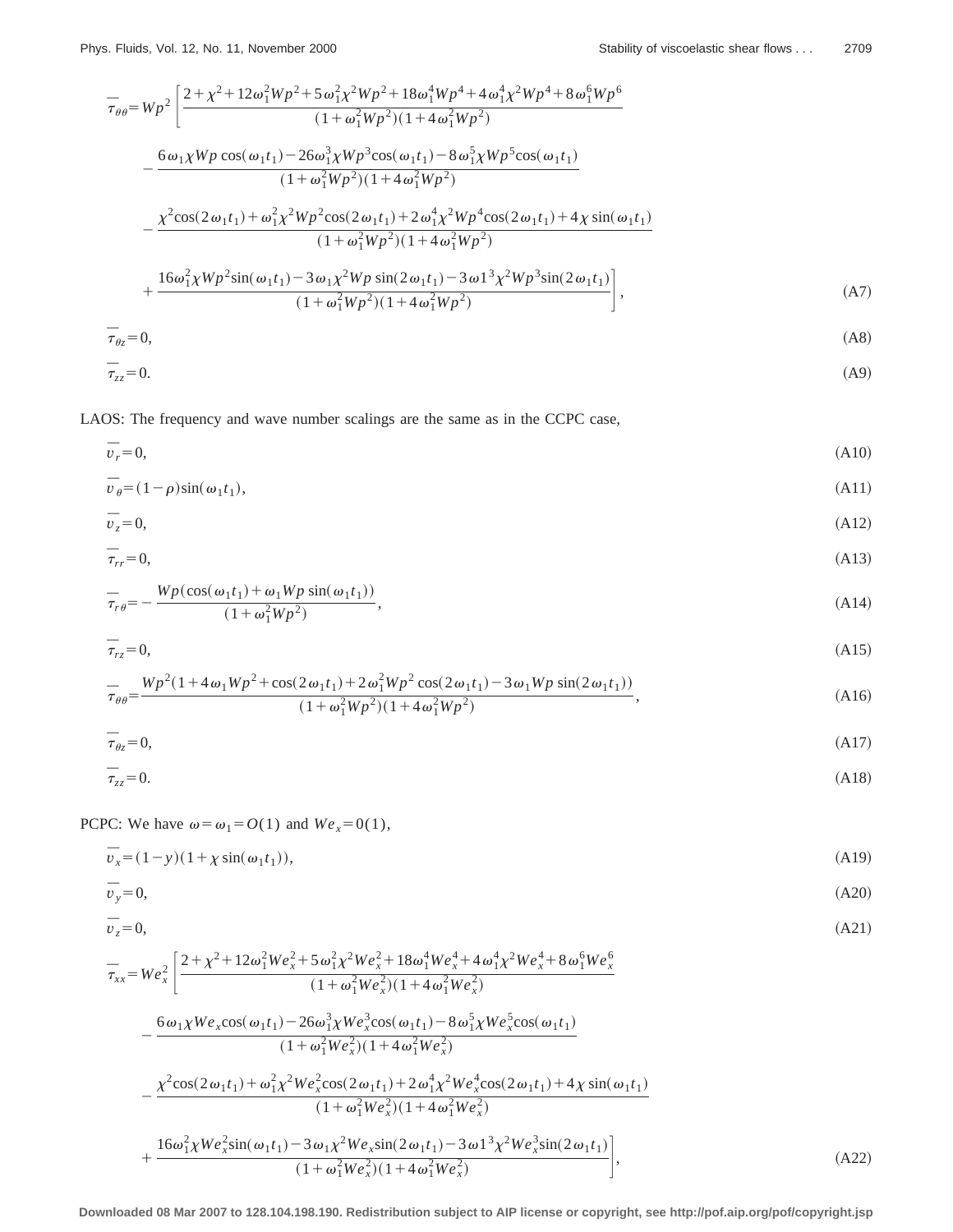$$\overline{\tau_{\theta\theta}} = Wp^2 \left[ \frac{2+\chi^2+12\omega_1^2 Wp^2+5\omega_1^2\chi^2 Wp^2+18\omega_1^4 Wp^4+4\omega_1^4\chi^2 Wp^4+8\omega_1^6 Wp^6}{(1+\omega_1^2 Wp^2)(1+4\omega_1^2 Wp^2)} \right.$$

$$- \frac{6\omega_1\chi Wp\cos(\omega_1 t_1)-26\omega_1^3\chi Wp^3\cos(\omega_1 t_1)-8\omega_1^5\chi Wp^5\cos(\omega_1 t_1)}{(1+\omega_1^2 Wp^2)(1+4\omega_1^2 Wp^2)}$$

$$- \frac{\chi^2\cos(2\omega_1 t_1)+\omega_1^2\chi^2 Wp^2\cos(2\omega_1 t_1)+2\omega_1^4\chi^2 Wp^4\cos(2\omega_1 t_1)+4\chi\sin(\omega_1 t_1)}{(1+\omega_1^2 Wp^2)(1+4\omega_1^2 Wp^2)}$$

$$\left. + \frac{16\omega_1^2\chi Wp^2\sin(\omega_1 t_1)-3\omega_1\chi^2 Wp\sin(2\omega_1 t_1)-3\omega 1^3\chi^2 Wp^3\sin(2\omega_1 t_1)}{(1+\omega_1^2 Wp^2)(1+4\omega_1^2 Wp^2)} \right], \tag{A7}$$

$$\overline{\tau_{\theta z}} = 0, \tag{A8}$$

$$\overline{\tau_{zz}} = 0. \tag{A9}$$

LAOS: The frequency and wave number scalings are the same as in the CCPC case,

$$\overline{v_r} = 0, \tag{A10}$$

$$\overline{v_\theta} = (1-\rho)\sin(\omega_1 t_1), \tag{A11}$$

$$\overline{v_z} = 0, \tag{A12}$$

$$\overline{\tau_{rr}} = 0, \tag{A13}$$

$$\overline{\tau_{r\theta}} = -\frac{Wp(\cos(\omega_1 t_1)+\omega_1 Wp\sin(\omega_1 t_1))}{(1+\omega_1^2 Wp^2)}, \tag{A14}$$

$$\overline{\tau_{rz}} = 0, \tag{A15}$$

$$\overline{\tau_{\theta\theta}} = \frac{Wp^2(1+4\omega_1 Wp^2+\cos(2\omega_1 t_1)+2\omega_1^2 Wp^2\cos(2\omega_1 t_1)-3\omega_1 Wp\sin(2\omega_1 t_1))}{(1+\omega_1^2 Wp^2)(1+4\omega_1^2 Wp^2)}, \tag{A16}$$

$$\overline{\tau_{\theta z}} = 0, \tag{A17}$$

$$\overline{\tau_{zz}} = 0. \tag{A18}$$

PCPC: We have $\omega=\omega_1=O(1)$ and $We_x=0(1)$,

$$\overline{v_x} = (1-y)(1+\chi\sin(\omega_1 t_1)), \tag{A19}$$

$$\overline{v_y} = 0, \tag{A20}$$

$$\overline{v_z} = 0, \tag{A21}$$

$$\overline{\tau_{xx}} = We_x^2 \left[ \frac{2+\chi^2+12\omega_1^2 We_x^2+5\omega_1^2\chi^2 We_x^2+18\omega_1^4 We_x^4+4\omega_1^4\chi^2 We_x^4+8\omega_1^6 We_x^6}{(1+\omega_1^2 We_x^2)(1+4\omega_1^2 We_x^2)} \right.$$

$$- \frac{6\omega_1\chi We_x\cos(\omega_1 t_1)-26\omega_1^3\chi We_x^3\cos(\omega_1 t_1)-8\omega_1^5\chi We_x^5\cos(\omega_1 t_1)}{(1+\omega_1^2 We_x^2)(1+4\omega_1^2 We_x^2)}$$

$$- \frac{\chi^2\cos(2\omega_1 t_1)+\omega_1^2\chi^2 We_x^2\cos(2\omega_1 t_1)+2\omega_1^4\chi^2 We_x^4\cos(2\omega_1 t_1)+4\chi\sin(\omega_1 t_1)}{(1+\omega_1^2 We_x^2)(1+4\omega_1^2 We_x^2)}$$

$$\left. + \frac{16\omega_1^2\chi We_x^2\sin(\omega_1 t_1)-3\omega_1\chi^2 We_x\sin(2\omega_1 t_1)-3\omega 1^3\chi^2 We_x^3\sin(2\omega_1 t_1)}{(1+\omega_1^2 We_x^2)(1+4\omega_1^2 We_x^2)} \right], \tag{A22}$$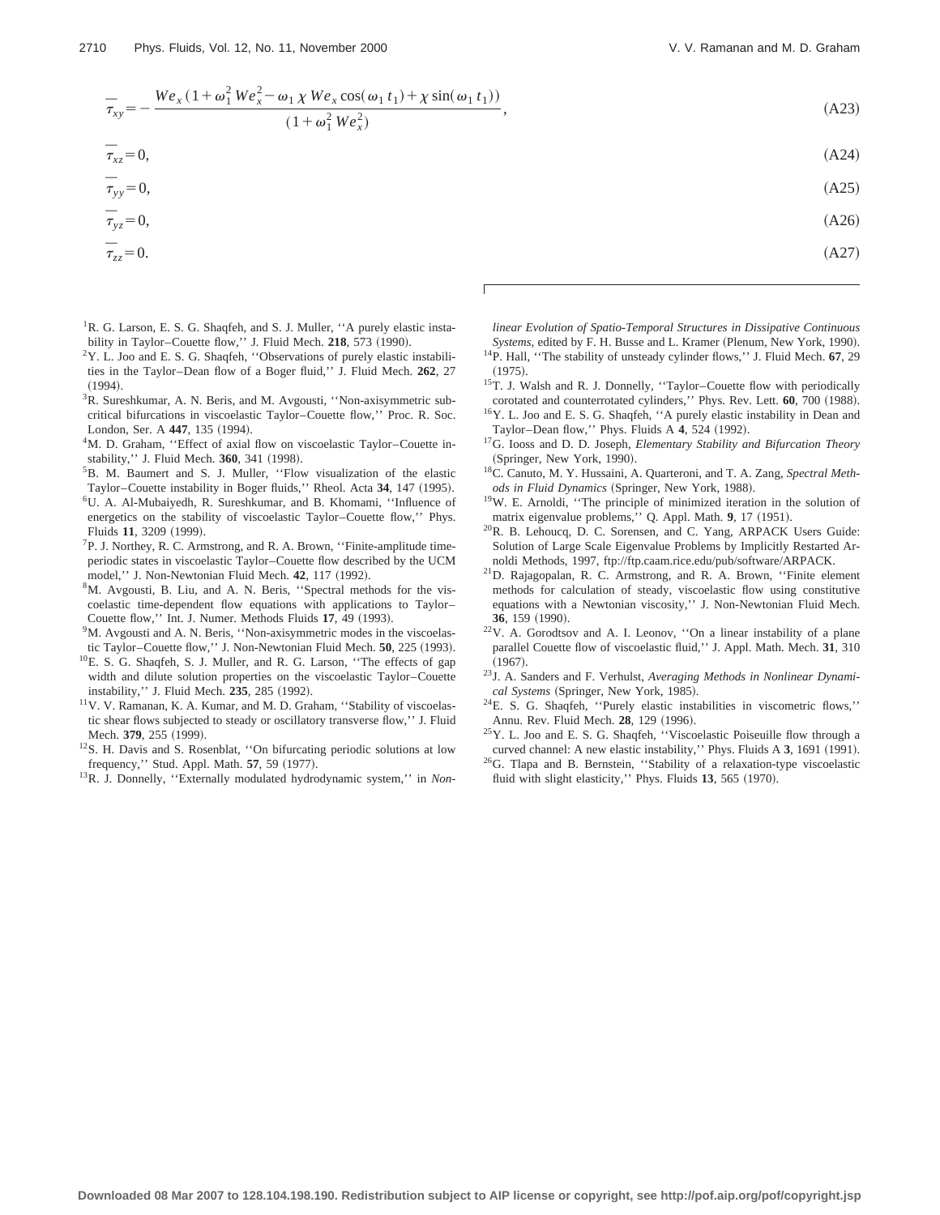$$\overline{\tau}_{xy} = -\frac{We_x\,(1+\omega_1^2\,We_x^2 - \omega_1\,\chi\,We_x\cos(\omega_1\,t_1) + \chi\sin(\omega_1\,t_1))}{(1+\omega_1^2\,We_x^2)}, \tag{A23}$$

$$\overline{\tau}_{xz} = 0, \tag{A24}$$

$$\overline{\tau}_{yy} = 0, \tag{A25}$$

$$\overline{\tau}_{yz} = 0, \tag{A26}$$

$$\overline{\tau}_{zz} = 0. \tag{A27}$$

[1] R. G. Larson, E. S. G. Shaqfeh, and S. J. Muller, ''A purely elastic instability in Taylor–Couette flow,'' J. Fluid Mech. **218**, 573 (1990).

[2] Y. L. Joo and E. S. G. Shaqfeh, ''Observations of purely elastic instabilities in the Taylor–Dean flow of a Boger fluid,'' J. Fluid Mech. **262**, 27 (1994).

[3] R. Sureshkumar, A. N. Beris, and M. Avgousti, ''Non-axisymmetric subcritical bifurcations in viscoelastic Taylor–Couette flow,'' Proc. R. Soc. London, Ser. A **447**, 135 (1994).

[4] M. D. Graham, ''Effect of axial flow on viscoelastic Taylor–Couette instability,'' J. Fluid Mech. **360**, 341 (1998).

[5] B. M. Baumert and S. J. Muller, ''Flow visualization of the elastic Taylor–Couette instability in Boger fluids,'' Rheol. Acta **34**, 147 (1995).

[6] U. A. Al-Mubaiyedh, R. Sureshkumar, and B. Khomami, ''Influence of energetics on the stability of viscoelastic Taylor–Couette flow,'' Phys. Fluids **11**, 3209 (1999).

[7] P. J. Northey, R. C. Armstrong, and R. A. Brown, ''Finite-amplitude time-periodic states in viscoelastic Taylor–Couette flow described by the UCM model,'' J. Non-Newtonian Fluid Mech. **42**, 117 (1992).

[8] M. Avgousti, B. Liu, and A. N. Beris, ''Spectral methods for the viscoelastic time-dependent flow equations with applications to Taylor–Couette flow,'' Int. J. Numer. Methods Fluids **17**, 49 (1993).

[9] M. Avgousti and A. N. Beris, ''Non-axisymmetric modes in the viscoelastic Taylor–Couette flow,'' J. Non-Newtonian Fluid Mech. **50**, 225 (1993).

[10] E. S. G. Shaqfeh, S. J. Muller, and R. G. Larson, ''The effects of gap width and dilute solution properties on the viscoelastic Taylor–Couette instability,'' J. Fluid Mech. **235**, 285 (1992).

[11] V. V. Ramanan, K. A. Kumar, and M. D. Graham, ''Stability of viscoelastic shear flows subjected to steady or oscillatory transverse flow,'' J. Fluid Mech. **379**, 255 (1999).

[12] S. H. Davis and S. Rosenblat, ''On bifurcating periodic solutions at low frequency,'' Stud. Appl. Math. **57**, 59 (1977).

[13] R. J. Donnelly, ''Externally modulated hydrodynamic system,'' in *Nonlinear Evolution of Spatio-Temporal Structures in Dissipative Continuous Systems*, edited by F. H. Busse and L. Kramer (Plenum, New York, 1990).

[14] P. Hall, ''The stability of unsteady cylinder flows,'' J. Fluid Mech. **67**, 29 (1975).

[15] T. J. Walsh and R. J. Donnelly, ''Taylor–Couette flow with periodically corotated and counterrotated cylinders,'' Phys. Rev. Lett. **60**, 700 (1988).

[16] Y. L. Joo and E. S. G. Shaqfeh, ''A purely elastic instability in Dean and Taylor–Dean flow,'' Phys. Fluids A **4**, 524 (1992).

[17] G. Iooss and D. D. Joseph, *Elementary Stability and Bifurcation Theory* (Springer, New York, 1990).

[18] C. Canuto, M. Y. Hussaini, A. Quarteroni, and T. A. Zang, *Spectral Methods in Fluid Dynamics* (Springer, New York, 1988).

[19] W. E. Arnoldi, ''The principle of minimized iteration in the solution of matrix eigenvalue problems,'' Q. Appl. Math. **9**, 17 (1951).

[20] R. B. Lehoucq, D. C. Sorensen, and C. Yang, ARPACK Users Guide: Solution of Large Scale Eigenvalue Problems by Implicitly Restarted Arnoldi Methods, 1997, ftp://ftp.caam.rice.edu/pub/software/ARPACK.

[21] D. Rajagopalan, R. C. Armstrong, and R. A. Brown, ''Finite element methods for calculation of steady, viscoelastic flow using constitutive equations with a Newtonian viscosity,'' J. Non-Newtonian Fluid Mech. **36**, 159 (1990).

[22] V. A. Gorodtsov and A. I. Leonov, ''On a linear instability of a plane parallel Couette flow of viscoelastic fluid,'' J. Appl. Math. Mech. **31**, 310 (1967).

[23] J. A. Sanders and F. Verhulst, *Averaging Methods in Nonlinear Dynamical Systems* (Springer, New York, 1985).

[24] E. S. G. Shaqfeh, ''Purely elastic instabilities in viscometric flows,'' Annu. Rev. Fluid Mech. **28**, 129 (1996).

[25] Y. L. Joo and E. S. G. Shaqfeh, ''Viscoelastic Poiseuille flow through a curved channel: A new elastic instability,'' Phys. Fluids A **3**, 1691 (1991).

[26] G. Tlapa and B. Bernstein, ''Stability of a relaxation-type viscoelastic fluid with slight elasticity,'' Phys. Fluids **13**, 565 (1970).